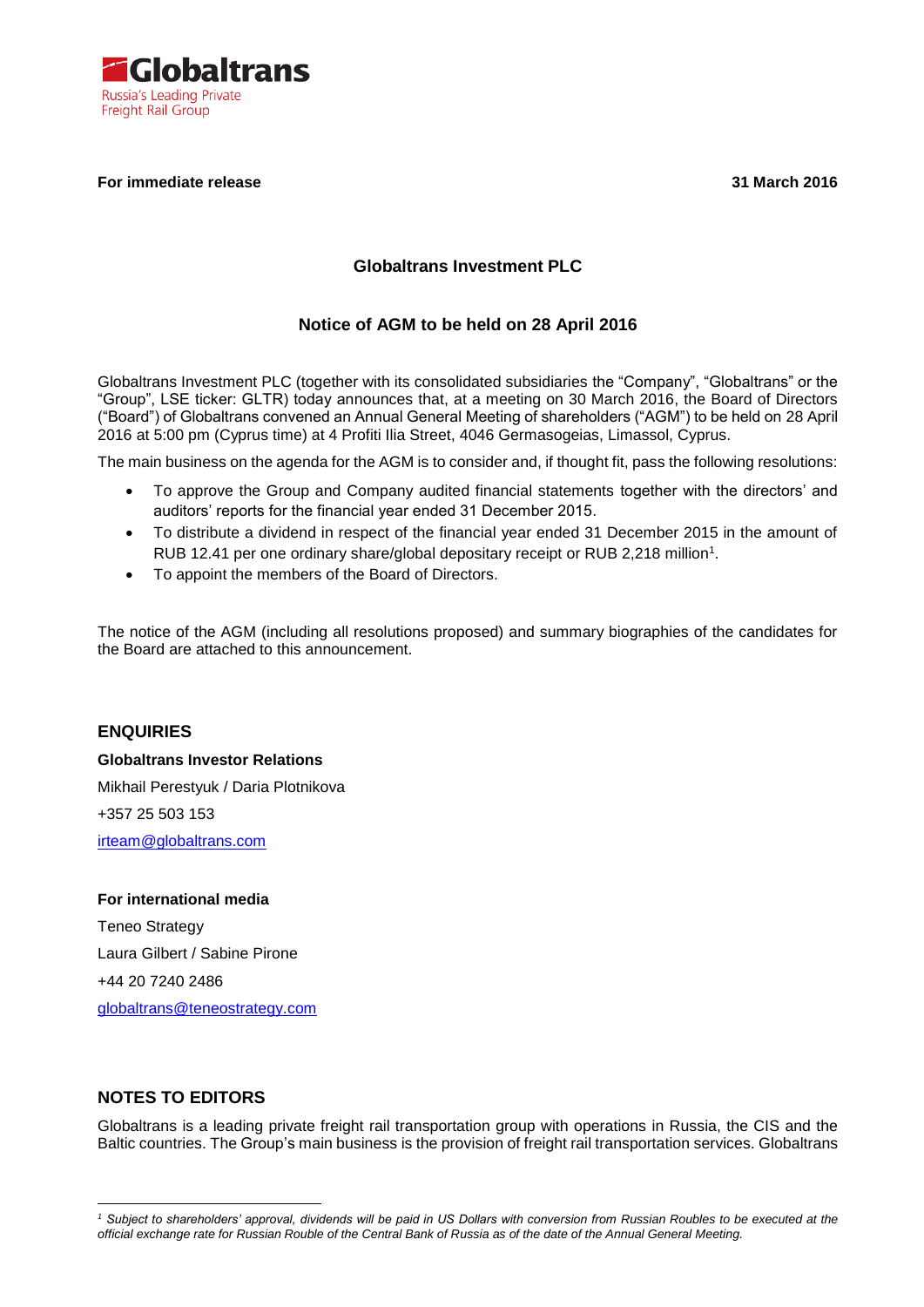Globaltrans
Russia's Leading Private Freight Rail Group

**For immediate release** **31 March 2016**

## Globaltrans Investment PLC

## Notice of AGM to be held on 28 April 2016

Globaltrans Investment PLC (together with its consolidated subsidiaries the "Company", "Globaltrans" or the "Group", LSE ticker: GLTR) today announces that, at a meeting on 30 March 2016, the Board of Directors ("Board") of Globaltrans convened an Annual General Meeting of shareholders ("AGM") to be held on 28 April 2016 at 5:00 pm (Cyprus time) at 4 Profiti Ilia Street, 4046 Germasogeias, Limassol, Cyprus.

The main business on the agenda for the AGM is to consider and, if thought fit, pass the following resolutions:

- To approve the Group and Company audited financial statements together with the directors' and auditors' reports for the financial year ended 31 December 2015.
- To distribute a dividend in respect of the financial year ended 31 December 2015 in the amount of RUB 12.41 per one ordinary share/global depositary receipt or RUB 2,218 million[1].
- To appoint the members of the Board of Directors.

The notice of the AGM (including all resolutions proposed) and summary biographies of the candidates for the Board are attached to this announcement.

## ENQUIRIES

**Globaltrans Investor Relations**

Mikhail Perestyuk / Daria Plotnikova

+357 25 503 153

irteam@globaltrans.com

**For international media**

Teneo Strategy

Laura Gilbert / Sabine Pirone

+44 20 7240 2486

globaltrans@teneostrategy.com

## NOTES TO EDITORS

Globaltrans is a leading private freight rail transportation group with operations in Russia, the CIS and the Baltic countries. The Group's main business is the provision of freight rail transportation services. Globaltrans

*[1] Subject to shareholders' approval, dividends will be paid in US Dollars with conversion from Russian Roubles to be executed at the official exchange rate for Russian Rouble of the Central Bank of Russia as of the date of the Annual General Meeting.*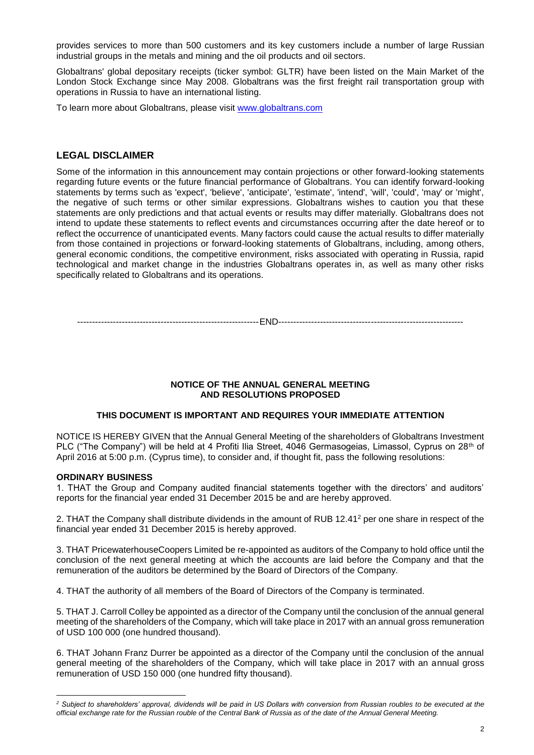provides services to more than 500 customers and its key customers include a number of large Russian industrial groups in the metals and mining and the oil products and oil sectors.

Globaltrans' global depositary receipts (ticker symbol: GLTR) have been listed on the Main Market of the London Stock Exchange since May 2008. Globaltrans was the first freight rail transportation group with operations in Russia to have an international listing.

To learn more about Globaltrans, please visit [www.globaltrans.com](www.globaltrans.com)

## LEGAL DISCLAIMER

Some of the information in this announcement may contain projections or other forward-looking statements regarding future events or the future financial performance of Globaltrans. You can identify forward-looking statements by terms such as 'expect', 'believe', 'anticipate', 'estimate', 'intend', 'will', 'could', 'may' or 'might', the negative of such terms or other similar expressions. Globaltrans wishes to caution you that these statements are only predictions and that actual events or results may differ materially. Globaltrans does not intend to update these statements to reflect events and circumstances occurring after the date hereof or to reflect the occurrence of unanticipated events. Many factors could cause the actual results to differ materially from those contained in projections or forward-looking statements of Globaltrans, including, among others, general economic conditions, the competitive environment, risks associated with operating in Russia, rapid technological and market change in the industries Globaltrans operates in, as well as many other risks specifically related to Globaltrans and its operations.

-------------------------------------------------------------END--------------------------------------------------------------

**NOTICE OF THE ANNUAL GENERAL MEETING**
**AND RESOLUTIONS PROPOSED**

**THIS DOCUMENT IS IMPORTANT AND REQUIRES YOUR IMMEDIATE ATTENTION**

NOTICE IS HEREBY GIVEN that the Annual General Meeting of the shareholders of Globaltrans Investment PLC ("The Company") will be held at 4 Profiti Ilia Street, 4046 Germasogeias, Limassol, Cyprus on 28th of April 2016 at 5:00 p.m. (Cyprus time), to consider and, if thought fit, pass the following resolutions:

**ORDINARY BUSINESS**

1. THAT the Group and Company audited financial statements together with the directors' and auditors' reports for the financial year ended 31 December 2015 be and are hereby approved.

2. THAT the Company shall distribute dividends in the amount of RUB 12.41[2] per one share in respect of the financial year ended 31 December 2015 is hereby approved.

3. THAT PricewaterhouseCoopers Limited be re-appointed as auditors of the Company to hold office until the conclusion of the next general meeting at which the accounts are laid before the Company and that the remuneration of the auditors be determined by the Board of Directors of the Company.

4. THAT the authority of all members of the Board of Directors of the Company is terminated.

5. THAT J. Carroll Colley be appointed as a director of the Company until the conclusion of the annual general meeting of the shareholders of the Company, which will take place in 2017 with an annual gross remuneration of USD 100 000 (one hundred thousand).

6. THAT Johann Franz Durrer be appointed as a director of the Company until the conclusion of the annual general meeting of the shareholders of the Company, which will take place in 2017 with an annual gross remuneration of USD 150 000 (one hundred fifty thousand).

---

*[2] Subject to shareholders' approval, dividends will be paid in US Dollars with conversion from Russian roubles to be executed at the official exchange rate for the Russian rouble of the Central Bank of Russia as of the date of the Annual General Meeting.*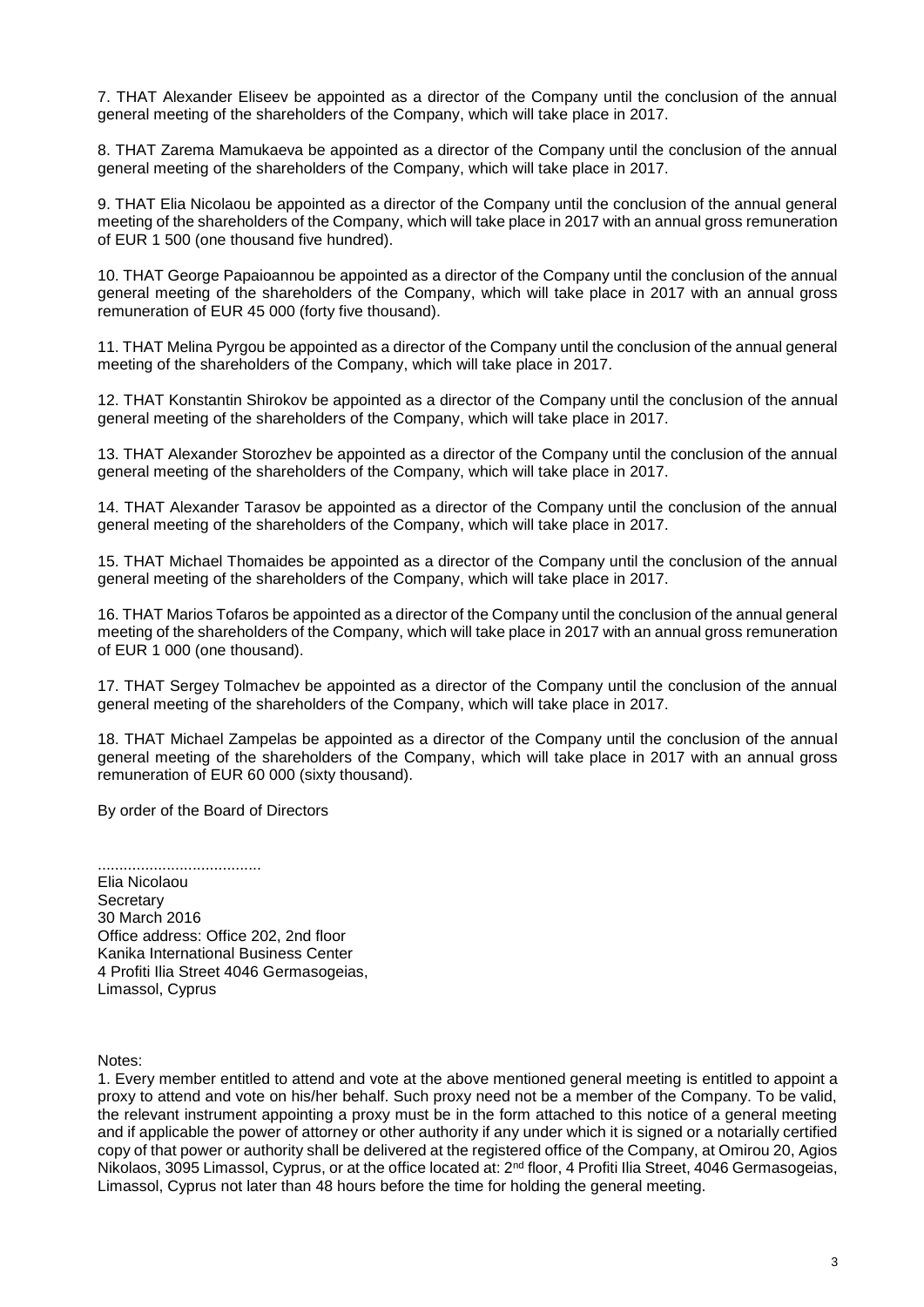7. THAT Alexander Eliseev be appointed as a director of the Company until the conclusion of the annual general meeting of the shareholders of the Company, which will take place in 2017.

8. THAT Zarema Mamukaeva be appointed as a director of the Company until the conclusion of the annual general meeting of the shareholders of the Company, which will take place in 2017.

9. THAT Elia Nicolaou be appointed as a director of the Company until the conclusion of the annual general meeting of the shareholders of the Company, which will take place in 2017 with an annual gross remuneration of EUR 1 500 (one thousand five hundred).

10. THAT George Papaioannou be appointed as a director of the Company until the conclusion of the annual general meeting of the shareholders of the Company, which will take place in 2017 with an annual gross remuneration of EUR 45 000 (forty five thousand).

11. THAT Melina Pyrgou be appointed as a director of the Company until the conclusion of the annual general meeting of the shareholders of the Company, which will take place in 2017.

12. THAT Konstantin Shirokov be appointed as a director of the Company until the conclusion of the annual general meeting of the shareholders of the Company, which will take place in 2017.

13. THAT Alexander Storozhev be appointed as a director of the Company until the conclusion of the annual general meeting of the shareholders of the Company, which will take place in 2017.

14. THAT Alexander Tarasov be appointed as a director of the Company until the conclusion of the annual general meeting of the shareholders of the Company, which will take place in 2017.

15. THAT Michael Thomaides be appointed as a director of the Company until the conclusion of the annual general meeting of the shareholders of the Company, which will take place in 2017.

16. THAT Marios Tofaros be appointed as a director of the Company until the conclusion of the annual general meeting of the shareholders of the Company, which will take place in 2017 with an annual gross remuneration of EUR 1 000 (one thousand).

17. THAT Sergey Tolmachev be appointed as a director of the Company until the conclusion of the annual general meeting of the shareholders of the Company, which will take place in 2017.

18. THAT Michael Zampelas be appointed as a director of the Company until the conclusion of the annual general meeting of the shareholders of the Company, which will take place in 2017 with an annual gross remuneration of EUR 60 000 (sixty thousand).

By order of the Board of Directors

......................................
Elia Nicolaou
Secretary
30 March 2016
Office address: Office 202, 2nd floor
Kanika International Business Center
4 Profiti Ilia Street 4046 Germasogeias,
Limassol, Cyprus

Notes:

1. Every member entitled to attend and vote at the above mentioned general meeting is entitled to appoint a proxy to attend and vote on his/her behalf. Such proxy need not be a member of the Company. To be valid, the relevant instrument appointing a proxy must be in the form attached to this notice of a general meeting and if applicable the power of attorney or other authority if any under which it is signed or a notarially certified copy of that power or authority shall be delivered at the registered office of the Company, at Omirou 20, Agios Nikolaos, 3095 Limassol, Cyprus, or at the office located at: 2nd floor, 4 Profiti Ilia Street, 4046 Germasogeias, Limassol, Cyprus not later than 48 hours before the time for holding the general meeting.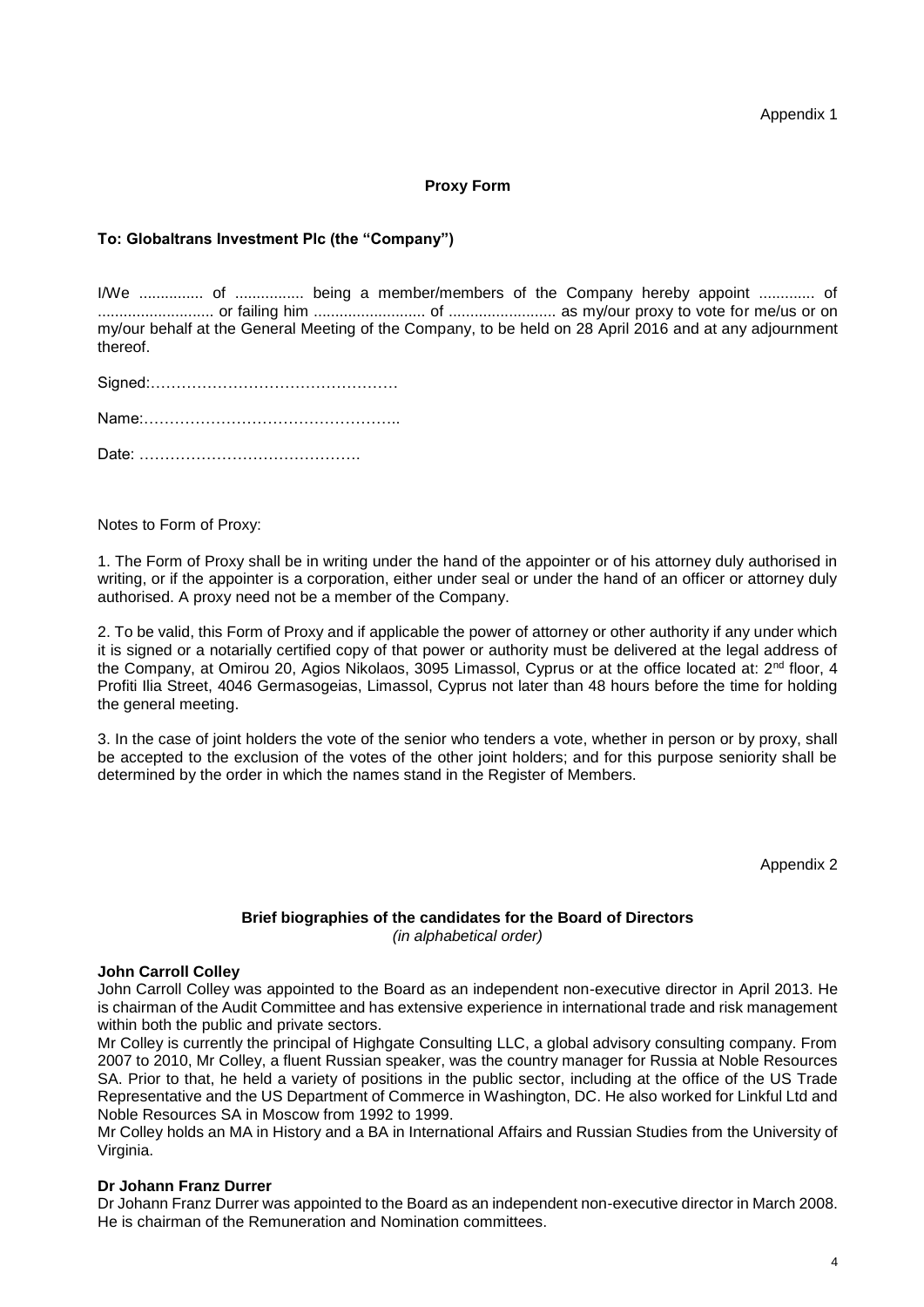Appendix 1

**Proxy Form**

**To: Globaltrans Investment Plc (the "Company")**

I/We ............... of ................ being a member/members of the Company hereby appoint ............. of ........................... or failing him .......................... of ......................... as my/our proxy to vote for me/us or on my/our behalf at the General Meeting of the Company, to be held on 28 April 2016 and at any adjournment thereof.

Signed:…………………………………………

Name:…………………………………………..

Date: …………………………………….

Notes to Form of Proxy:

1. The Form of Proxy shall be in writing under the hand of the appointer or of his attorney duly authorised in writing, or if the appointer is a corporation, either under seal or under the hand of an officer or attorney duly authorised. A proxy need not be a member of the Company.

2. To be valid, this Form of Proxy and if applicable the power of attorney or other authority if any under which it is signed or a notarially certified copy of that power or authority must be delivered at the legal address of the Company, at Omirou 20, Agios Nikolaos, 3095 Limassol, Cyprus or at the office located at: 2nd floor, 4 Profiti Ilia Street, 4046 Germasogeias, Limassol, Cyprus not later than 48 hours before the time for holding the general meeting.

3. In the case of joint holders the vote of the senior who tenders a vote, whether in person or by proxy, shall be accepted to the exclusion of the votes of the other joint holders; and for this purpose seniority shall be determined by the order in which the names stand in the Register of Members.

Appendix 2

**Brief biographies of the candidates for the Board of Directors**
*(in alphabetical order)*

**John Carroll Colley**

John Carroll Colley was appointed to the Board as an independent non-executive director in April 2013. He is chairman of the Audit Committee and has extensive experience in international trade and risk management within both the public and private sectors.

Mr Colley is currently the principal of Highgate Consulting LLC, a global advisory consulting company. From 2007 to 2010, Mr Colley, a fluent Russian speaker, was the country manager for Russia at Noble Resources SA. Prior to that, he held a variety of positions in the public sector, including at the office of the US Trade Representative and the US Department of Commerce in Washington, DC. He also worked for Linkful Ltd and Noble Resources SA in Moscow from 1992 to 1999.

Mr Colley holds an MA in History and a BA in International Affairs and Russian Studies from the University of Virginia.

**Dr Johann Franz Durrer**

Dr Johann Franz Durrer was appointed to the Board as an independent non-executive director in March 2008. He is chairman of the Remuneration and Nomination committees.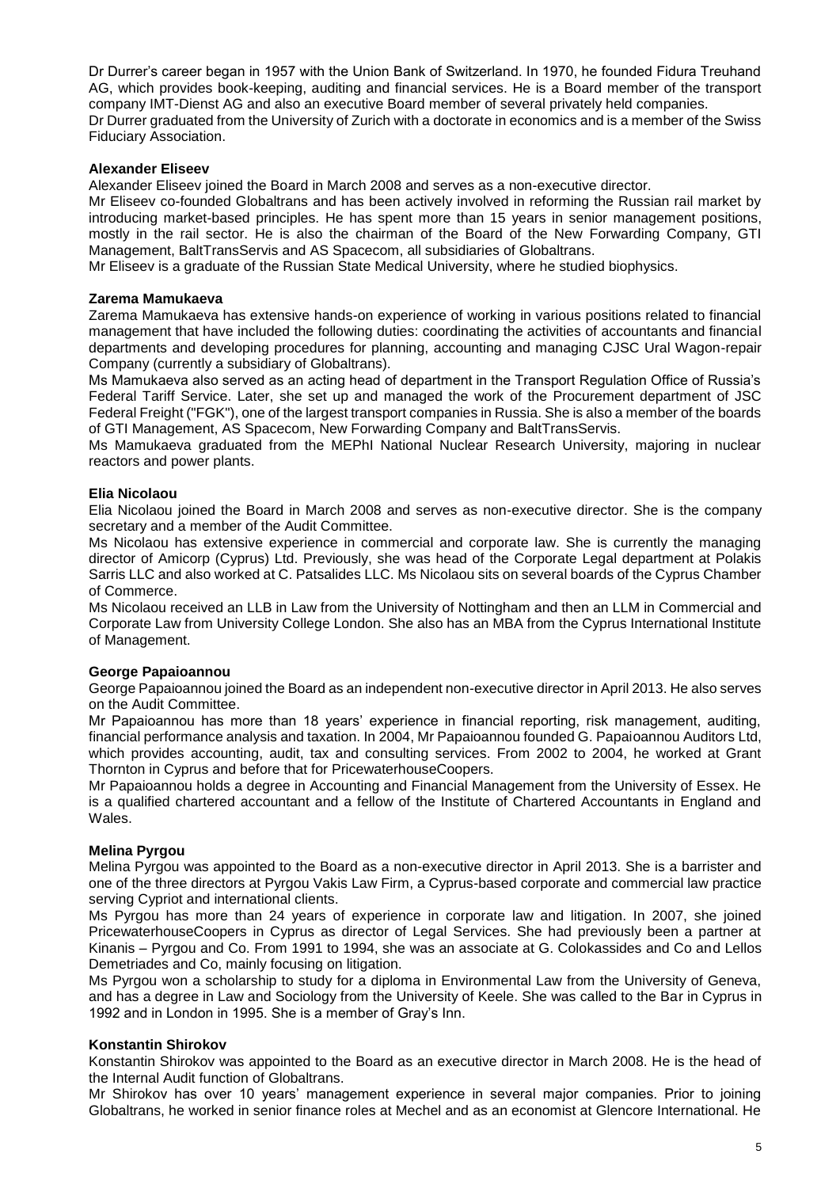Dr Durrer's career began in 1957 with the Union Bank of Switzerland. In 1970, he founded Fidura Treuhand AG, which provides book-keeping, auditing and financial services. He is a Board member of the transport company IMT-Dienst AG and also an executive Board member of several privately held companies.
Dr Durrer graduated from the University of Zurich with a doctorate in economics and is a member of the Swiss Fiduciary Association.

**Alexander Eliseev**

Alexander Eliseev joined the Board in March 2008 and serves as a non-executive director.
Mr Eliseev co-founded Globaltrans and has been actively involved in reforming the Russian rail market by introducing market-based principles. He has spent more than 15 years in senior management positions, mostly in the rail sector. He is also the chairman of the Board of the New Forwarding Company, GTI Management, BaltTransServis and AS Spacecom, all subsidiaries of Globaltrans.
Mr Eliseev is a graduate of the Russian State Medical University, where he studied biophysics.

**Zarema Mamukaeva**

Zarema Mamukaeva has extensive hands-on experience of working in various positions related to financial management that have included the following duties: coordinating the activities of accountants and financial departments and developing procedures for planning, accounting and managing CJSC Ural Wagon-repair Company (currently a subsidiary of Globaltrans).
Ms Mamukaeva also served as an acting head of department in the Transport Regulation Office of Russia's Federal Tariff Service. Later, she set up and managed the work of the Procurement department of JSC Federal Freight ("FGK"), one of the largest transport companies in Russia. She is also a member of the boards of GTI Management, AS Spacecom, New Forwarding Company and BaltTransServis.
Ms Mamukaeva graduated from the MEPhI National Nuclear Research University, majoring in nuclear reactors and power plants.

**Elia Nicolaou**

Elia Nicolaou joined the Board in March 2008 and serves as non-executive director. She is the company secretary and a member of the Audit Committee.
Ms Nicolaou has extensive experience in commercial and corporate law. She is currently the managing director of Amicorp (Cyprus) Ltd. Previously, she was head of the Corporate Legal department at Polakis Sarris LLC and also worked at C. Patsalides LLC. Ms Nicolaou sits on several boards of the Cyprus Chamber of Commerce.
Ms Nicolaou received an LLB in Law from the University of Nottingham and then an LLM in Commercial and Corporate Law from University College London. She also has an MBA from the Cyprus International Institute of Management.

**George Papaioannou**

George Papaioannou joined the Board as an independent non-executive director in April 2013. He also serves on the Audit Committee.
Mr Papaioannou has more than 18 years' experience in financial reporting, risk management, auditing, financial performance analysis and taxation. In 2004, Mr Papaioannou founded G. Papaioannou Auditors Ltd, which provides accounting, audit, tax and consulting services. From 2002 to 2004, he worked at Grant Thornton in Cyprus and before that for PricewaterhouseCoopers.
Mr Papaioannou holds a degree in Accounting and Financial Management from the University of Essex. He is a qualified chartered accountant and a fellow of the Institute of Chartered Accountants in England and Wales.

**Melina Pyrgou**

Melina Pyrgou was appointed to the Board as a non-executive director in April 2013. She is a barrister and one of the three directors at Pyrgou Vakis Law Firm, a Cyprus-based corporate and commercial law practice serving Cypriot and international clients.
Ms Pyrgou has more than 24 years of experience in corporate law and litigation. In 2007, she joined PricewaterhouseCoopers in Cyprus as director of Legal Services. She had previously been a partner at Kinanis – Pyrgou and Co. From 1991 to 1994, she was an associate at G. Colokassides and Co and Lellos Demetriades and Co, mainly focusing on litigation.
Ms Pyrgou won a scholarship to study for a diploma in Environmental Law from the University of Geneva, and has a degree in Law and Sociology from the University of Keele. She was called to the Bar in Cyprus in 1992 and in London in 1995. She is a member of Gray's Inn.

**Konstantin Shirokov**

Konstantin Shirokov was appointed to the Board as an executive director in March 2008. He is the head of the Internal Audit function of Globaltrans.
Mr Shirokov has over 10 years' management experience in several major companies. Prior to joining Globaltrans, he worked in senior finance roles at Mechel and as an economist at Glencore International. He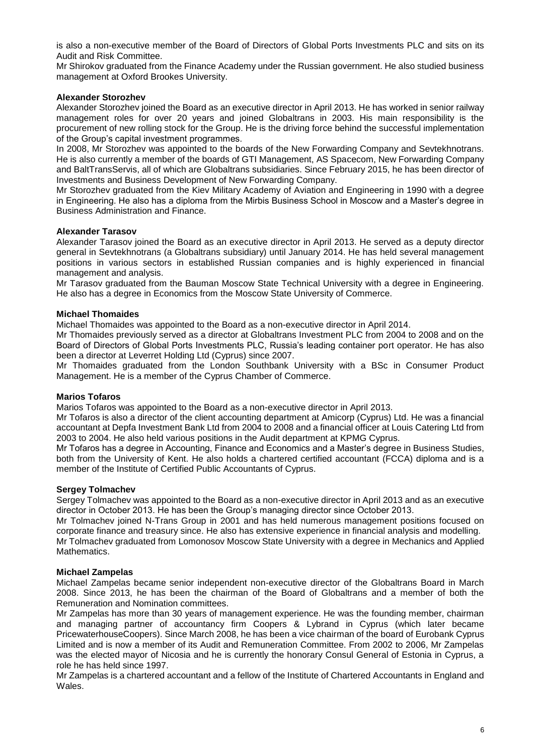is also a non-executive member of the Board of Directors of Global Ports Investments PLC and sits on its Audit and Risk Committee.

Mr Shirokov graduated from the Finance Academy under the Russian government. He also studied business management at Oxford Brookes University.

**Alexander Storozhev**

Alexander Storozhev joined the Board as an executive director in April 2013. He has worked in senior railway management roles for over 20 years and joined Globaltrans in 2003. His main responsibility is the procurement of new rolling stock for the Group. He is the driving force behind the successful implementation of the Group's capital investment programmes.

In 2008, Mr Storozhev was appointed to the boards of the New Forwarding Company and Sevtekhnotrans. He is also currently a member of the boards of GTI Management, AS Spacecom, New Forwarding Company and BaltTransServis, all of which are Globaltrans subsidiaries. Since February 2015, he has been director of Investments and Business Development of New Forwarding Company.

Mr Storozhev graduated from the Kiev Military Academy of Aviation and Engineering in 1990 with a degree in Engineering. He also has a diploma from the Mirbis Business School in Moscow and a Master's degree in Business Administration and Finance.

**Alexander Tarasov**

Alexander Tarasov joined the Board as an executive director in April 2013. He served as a deputy director general in Sevtekhnotrans (a Globaltrans subsidiary) until January 2014. He has held several management positions in various sectors in established Russian companies and is highly experienced in financial management and analysis.

Mr Tarasov graduated from the Bauman Moscow State Technical University with a degree in Engineering. He also has a degree in Economics from the Moscow State University of Commerce.

**Michael Thomaides**

Michael Thomaides was appointed to the Board as a non-executive director in April 2014.

Mr Thomaides previously served as a director at Globaltrans Investment PLC from 2004 to 2008 and on the Board of Directors of Global Ports Investments PLC, Russia's leading container port operator. He has also been a director at Leverret Holding Ltd (Cyprus) since 2007.

Mr Thomaides graduated from the London Southbank University with a BSc in Consumer Product Management. He is a member of the Cyprus Chamber of Commerce.

**Marios Tofaros**

Marios Tofaros was appointed to the Board as a non-executive director in April 2013.

Mr Tofaros is also a director of the client accounting department at Amicorp (Cyprus) Ltd. He was a financial accountant at Depfa Investment Bank Ltd from 2004 to 2008 and a financial officer at Louis Catering Ltd from 2003 to 2004. He also held various positions in the Audit department at KPMG Cyprus.

Mr Tofaros has a degree in Accounting, Finance and Economics and a Master's degree in Business Studies, both from the University of Kent. He also holds a chartered certified accountant (FCCA) diploma and is a member of the Institute of Certified Public Accountants of Cyprus.

**Sergey Tolmachev**

Sergey Tolmachev was appointed to the Board as a non-executive director in April 2013 and as an executive director in October 2013. He has been the Group's managing director since October 2013.

Mr Tolmachev joined N-Trans Group in 2001 and has held numerous management positions focused on corporate finance and treasury since. He also has extensive experience in financial analysis and modelling.

Mr Tolmachev graduated from Lomonosov Moscow State University with a degree in Mechanics and Applied Mathematics.

**Michael Zampelas**

Michael Zampelas became senior independent non-executive director of the Globaltrans Board in March 2008. Since 2013, he has been the chairman of the Board of Globaltrans and a member of both the Remuneration and Nomination committees.

Mr Zampelas has more than 30 years of management experience. He was the founding member, chairman and managing partner of accountancy firm Coopers & Lybrand in Cyprus (which later became PricewaterhouseCoopers). Since March 2008, he has been a vice chairman of the board of Eurobank Cyprus Limited and is now a member of its Audit and Remuneration Committee. From 2002 to 2006, Mr Zampelas was the elected mayor of Nicosia and he is currently the honorary Consul General of Estonia in Cyprus, a role he has held since 1997.

Mr Zampelas is a chartered accountant and a fellow of the Institute of Chartered Accountants in England and Wales.